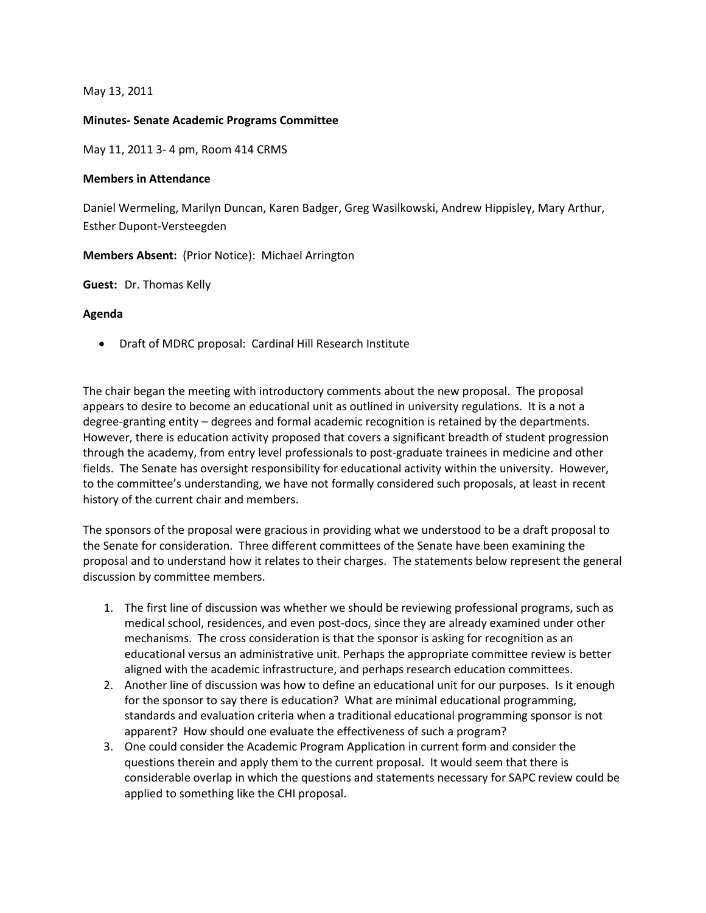May 13, 2011

**Minutes- Senate Academic Programs Committee**

May 11, 2011 3- 4 pm, Room 414 CRMS

**Members in Attendance**

Daniel Wermeling, Marilyn Duncan, Karen Badger, Greg Wasilkowski, Andrew Hippisley, Mary Arthur, Esther Dupont-Versteegden

**Members Absent:** (Prior Notice): Michael Arrington

**Guest:** Dr. Thomas Kelly

**Agenda**

- Draft of MDRC proposal: Cardinal Hill Research Institute

The chair began the meeting with introductory comments about the new proposal. The proposal appears to desire to become an educational unit as outlined in university regulations. It is a not a degree-granting entity – degrees and formal academic recognition is retained by the departments. However, there is education activity proposed that covers a significant breadth of student progression through the academy, from entry level professionals to post-graduate trainees in medicine and other fields. The Senate has oversight responsibility for educational activity within the university. However, to the committee's understanding, we have not formally considered such proposals, at least in recent history of the current chair and members.

The sponsors of the proposal were gracious in providing what we understood to be a draft proposal to the Senate for consideration. Three different committees of the Senate have been examining the proposal and to understand how it relates to their charges. The statements below represent the general discussion by committee members.

1. The first line of discussion was whether we should be reviewing professional programs, such as medical school, residences, and even post-docs, since they are already examined under other mechanisms. The cross consideration is that the sponsor is asking for recognition as an educational versus an administrative unit. Perhaps the appropriate committee review is better aligned with the academic infrastructure, and perhaps research education committees.
2. Another line of discussion was how to define an educational unit for our purposes. Is it enough for the sponsor to say there is education? What are minimal educational programming, standards and evaluation criteria when a traditional educational programming sponsor is not apparent? How should one evaluate the effectiveness of such a program?
3. One could consider the Academic Program Application in current form and consider the questions therein and apply them to the current proposal. It would seem that there is considerable overlap in which the questions and statements necessary for SAPC review could be applied to something like the CHI proposal.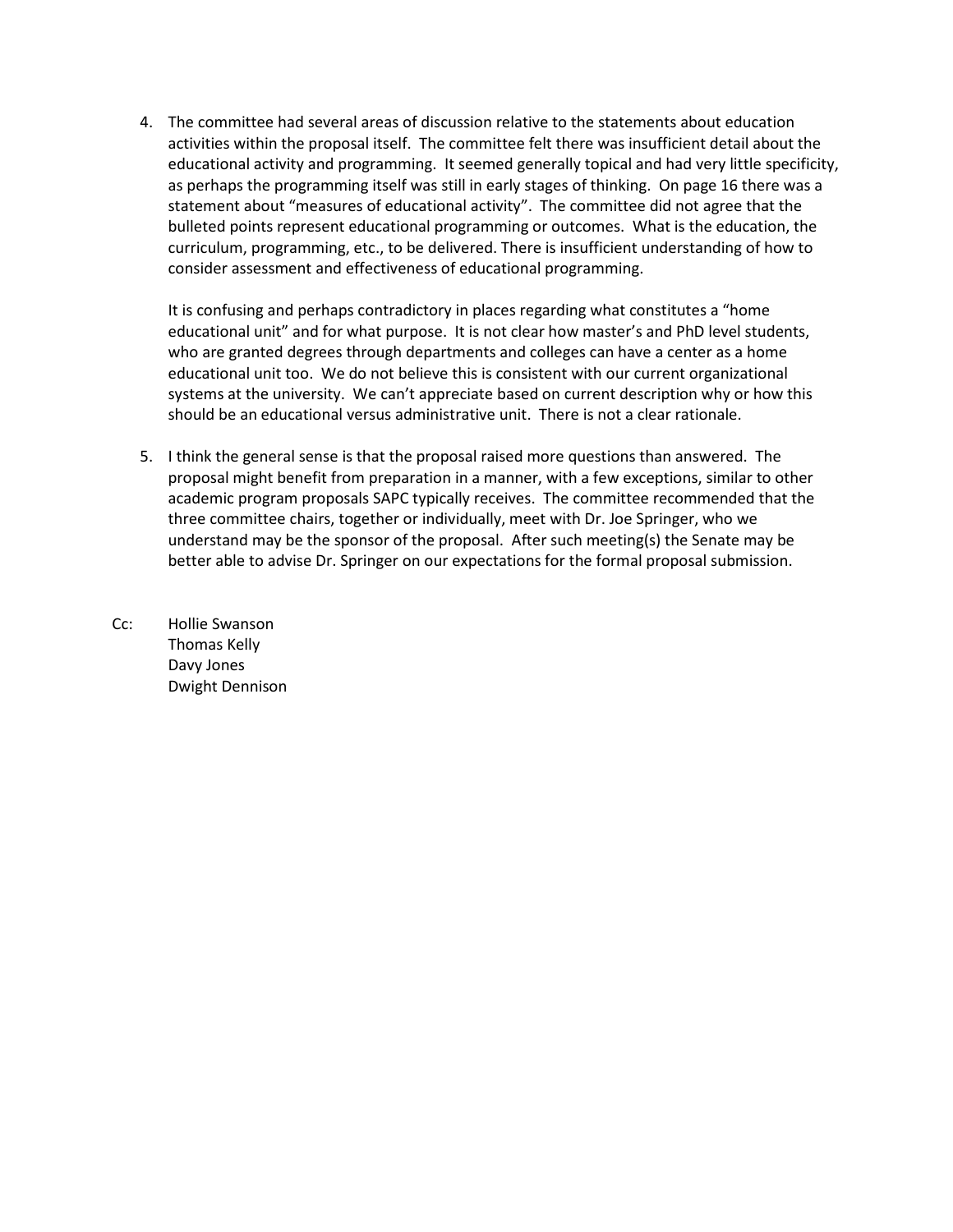4. The committee had several areas of discussion relative to the statements about education activities within the proposal itself. The committee felt there was insufficient detail about the educational activity and programming. It seemed generally topical and had very little specificity, as perhaps the programming itself was still in early stages of thinking. On page 16 there was a statement about "measures of educational activity". The committee did not agree that the bulleted points represent educational programming or outcomes. What is the education, the curriculum, programming, etc., to be delivered. There is insufficient understanding of how to consider assessment and effectiveness of educational programming.

   It is confusing and perhaps contradictory in places regarding what constitutes a "home educational unit" and for what purpose. It is not clear how master's and PhD level students, who are granted degrees through departments and colleges can have a center as a home educational unit too. We do not believe this is consistent with our current organizational systems at the university. We can't appreciate based on current description why or how this should be an educational versus administrative unit. There is not a clear rationale.

5. I think the general sense is that the proposal raised more questions than answered. The proposal might benefit from preparation in a manner, with a few exceptions, similar to other academic program proposals SAPC typically receives. The committee recommended that the three committee chairs, together or individually, meet with Dr. Joe Springer, who we understand may be the sponsor of the proposal. After such meeting(s) the Senate may be better able to advise Dr. Springer on our expectations for the formal proposal submission.

Cc: Hollie Swanson
Thomas Kelly
Davy Jones
Dwight Dennison